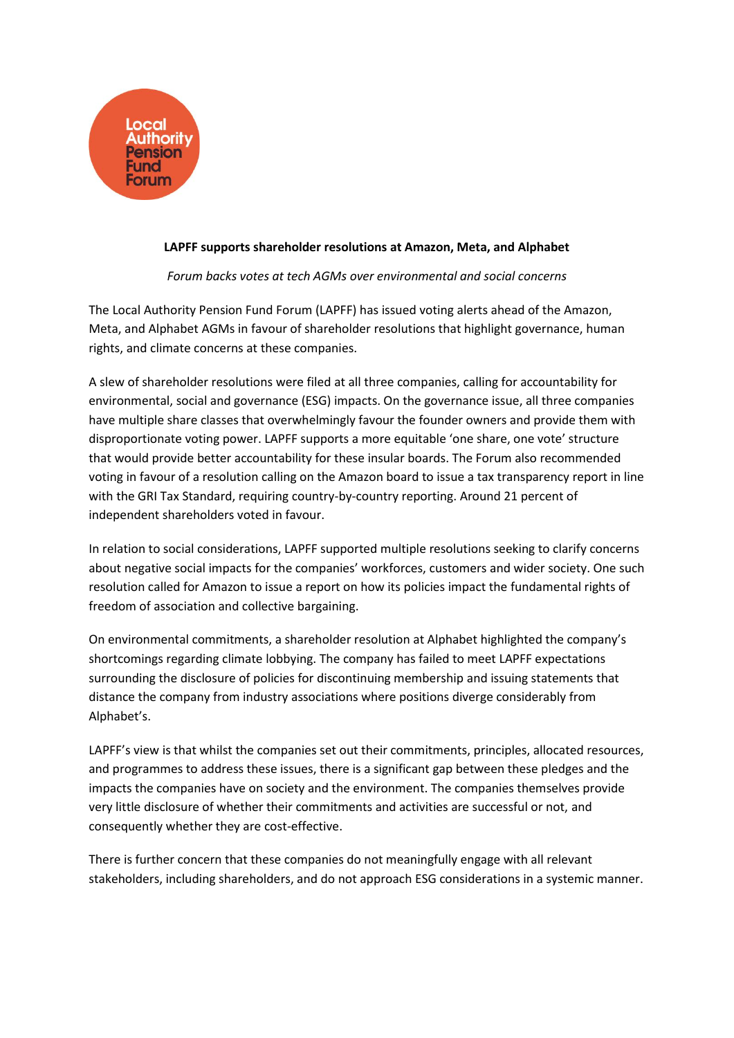Local Authority Pension Fund Forum

**LAPFF supports shareholder resolutions at Amazon, Meta, and Alphabet**

*Forum backs votes at tech AGMs over environmental and social concerns*

The Local Authority Pension Fund Forum (LAPFF) has issued voting alerts ahead of the Amazon, Meta, and Alphabet AGMs in favour of shareholder resolutions that highlight governance, human rights, and climate concerns at these companies.

A slew of shareholder resolutions were filed at all three companies, calling for accountability for environmental, social and governance (ESG) impacts. On the governance issue, all three companies have multiple share classes that overwhelmingly favour the founder owners and provide them with disproportionate voting power. LAPFF supports a more equitable 'one share, one vote' structure that would provide better accountability for these insular boards. The Forum also recommended voting in favour of a resolution calling on the Amazon board to issue a tax transparency report in line with the GRI Tax Standard, requiring country-by-country reporting. Around 21 percent of independent shareholders voted in favour.

In relation to social considerations, LAPFF supported multiple resolutions seeking to clarify concerns about negative social impacts for the companies' workforces, customers and wider society. One such resolution called for Amazon to issue a report on how its policies impact the fundamental rights of freedom of association and collective bargaining.

On environmental commitments, a shareholder resolution at Alphabet highlighted the company's shortcomings regarding climate lobbying. The company has failed to meet LAPFF expectations surrounding the disclosure of policies for discontinuing membership and issuing statements that distance the company from industry associations where positions diverge considerably from Alphabet's.

LAPFF's view is that whilst the companies set out their commitments, principles, allocated resources, and programmes to address these issues, there is a significant gap between these pledges and the impacts the companies have on society and the environment. The companies themselves provide very little disclosure of whether their commitments and activities are successful or not, and consequently whether they are cost-effective.

There is further concern that these companies do not meaningfully engage with all relevant stakeholders, including shareholders, and do not approach ESG considerations in a systemic manner.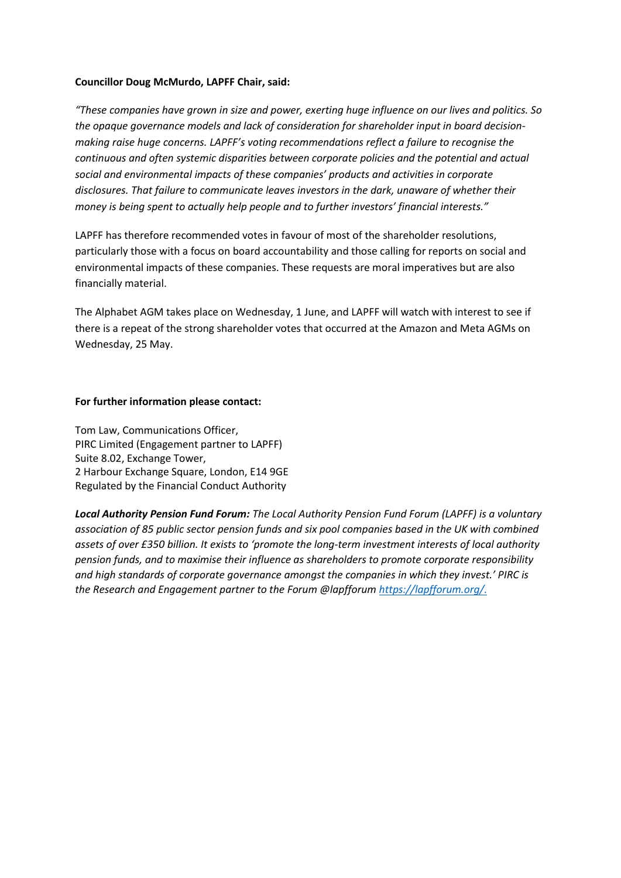**Councillor Doug McMurdo, LAPFF Chair, said:**

*"These companies have grown in size and power, exerting huge influence on our lives and politics. So the opaque governance models and lack of consideration for shareholder input in board decision-making raise huge concerns. LAPFF's voting recommendations reflect a failure to recognise the continuous and often systemic disparities between corporate policies and the potential and actual social and environmental impacts of these companies' products and activities in corporate disclosures. That failure to communicate leaves investors in the dark, unaware of whether their money is being spent to actually help people and to further investors' financial interests."*

LAPFF has therefore recommended votes in favour of most of the shareholder resolutions, particularly those with a focus on board accountability and those calling for reports on social and environmental impacts of these companies. These requests are moral imperatives but are also financially material.

The Alphabet AGM takes place on Wednesday, 1 June, and LAPFF will watch with interest to see if there is a repeat of the strong shareholder votes that occurred at the Amazon and Meta AGMs on Wednesday, 25 May.

**For further information please contact:**

Tom Law, Communications Officer,
PIRC Limited (Engagement partner to LAPFF)
Suite 8.02, Exchange Tower,
2 Harbour Exchange Square, London, E14 9GE
Regulated by the Financial Conduct Authority

***Local Authority Pension Fund Forum:*** *The Local Authority Pension Fund Forum (LAPFF) is a voluntary association of 85 public sector pension funds and six pool companies based in the UK with combined assets of over £350 billion. It exists to 'promote the long-term investment interests of local authority pension funds, and to maximise their influence as shareholders to promote corporate responsibility and high standards of corporate governance amongst the companies in which they invest.' PIRC is the Research and Engagement partner to the Forum @lapfforum [https://lapfforum.org/.](https://lapfforum.org/)*